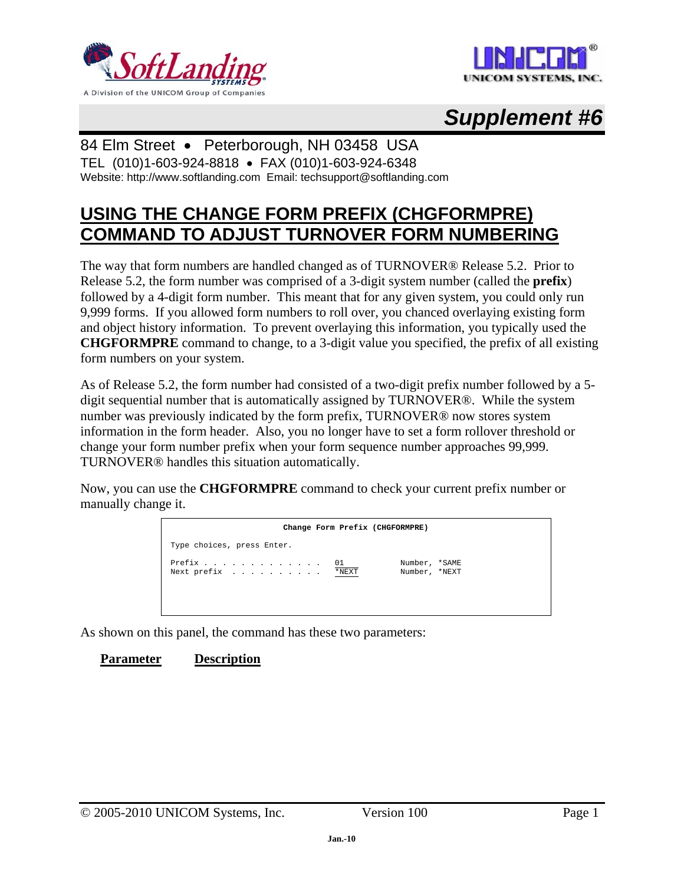SoftLanding Systems — A Division of the UNICOM Group of Companies

UNICOM SYSTEMS, INC.

# *Supplement #6*

84 Elm Street • Peterborough, NH 03458 USA
TEL (010)1-603-924-8818 • FAX (010)1-603-924-6348
Website: http://www.softlanding.com Email: techsupport@softlanding.com

## USING THE CHANGE FORM PREFIX (CHGFORMPRE) COMMAND TO ADJUST TURNOVER FORM NUMBERING

The way that form numbers are handled changed as of TURNOVER® Release 5.2. Prior to Release 5.2, the form number was comprised of a 3-digit system number (called the **prefix**) followed by a 4-digit form number. This meant that for any given system, you could only run 9,999 forms. If you allowed form numbers to roll over, you chanced overlaying existing form and object history information. To prevent overlaying this information, you typically used the **CHGFORMPRE** command to change, to a 3-digit value you specified, the prefix of all existing form numbers on your system.

As of Release 5.2, the form number had consisted of a two-digit prefix number followed by a 5-digit sequential number that is automatically assigned by TURNOVER®. While the system number was previously indicated by the form prefix, TURNOVER® now stores system information in the form header. Also, you no longer have to set a form rollover threshold or change your form number prefix when your form sequence number approaches 99,999. TURNOVER® handles this situation automatically.

Now, you can use the **CHGFORMPRE** command to check your current prefix number or manually change it.

```
                    Change Form Prefix (CHGFORMPRE)

Type choices, press Enter.

Prefix . . . . . . . . . . . . .   01            Number, *SAME
Next prefix  . . . . . . . . . .   *NEXT         Number, *NEXT
```

As shown on this panel, the command has these two parameters:

**Parameter** **Description**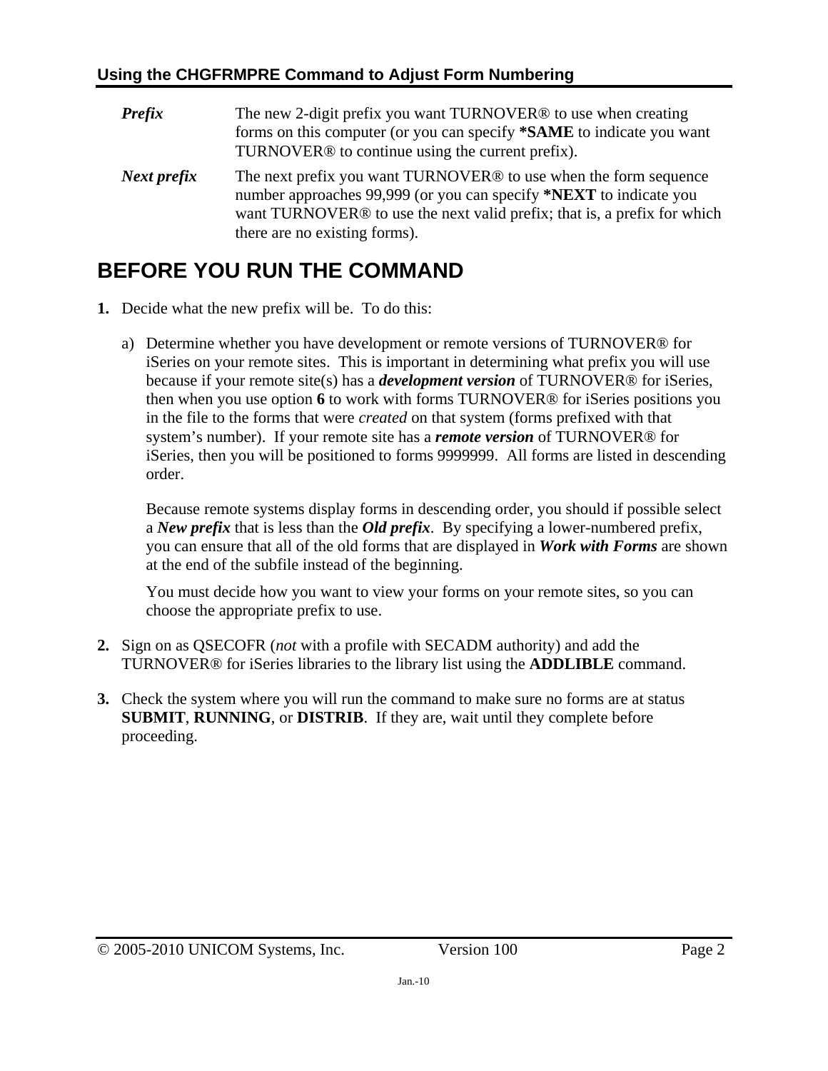***Prefix*** The new 2-digit prefix you want TURNOVER® to use when creating forms on this computer (or you can specify **\*SAME** to indicate you want TURNOVER® to continue using the current prefix).

***Next prefix*** The next prefix you want TURNOVER® to use when the form sequence number approaches 99,999 (or you can specify **\*NEXT** to indicate you want TURNOVER® to use the next valid prefix; that is, a prefix for which there are no existing forms).

## BEFORE YOU RUN THE COMMAND

**1.** Decide what the new prefix will be. To do this:

a) Determine whether you have development or remote versions of TURNOVER® for iSeries on your remote sites. This is important in determining what prefix you will use because if your remote site(s) has a ***development version*** of TURNOVER® for iSeries, then when you use option **6** to work with forms TURNOVER® for iSeries positions you in the file to the forms that were *created* on that system (forms prefixed with that system's number). If your remote site has a ***remote version*** of TURNOVER® for iSeries, then you will be positioned to forms 9999999. All forms are listed in descending order.

Because remote systems display forms in descending order, you should if possible select a ***New prefix*** that is less than the ***Old prefix***. By specifying a lower-numbered prefix, you can ensure that all of the old forms that are displayed in ***Work with Forms*** are shown at the end of the subfile instead of the beginning.

You must decide how you want to view your forms on your remote sites, so you can choose the appropriate prefix to use.

**2.** Sign on as QSECOFR (*not* with a profile with SECADM authority) and add the TURNOVER® for iSeries libraries to the library list using the **ADDLIBLE** command.

**3.** Check the system where you will run the command to make sure no forms are at status **SUBMIT**, **RUNNING**, or **DISTRIB**. If they are, wait until they complete before proceeding.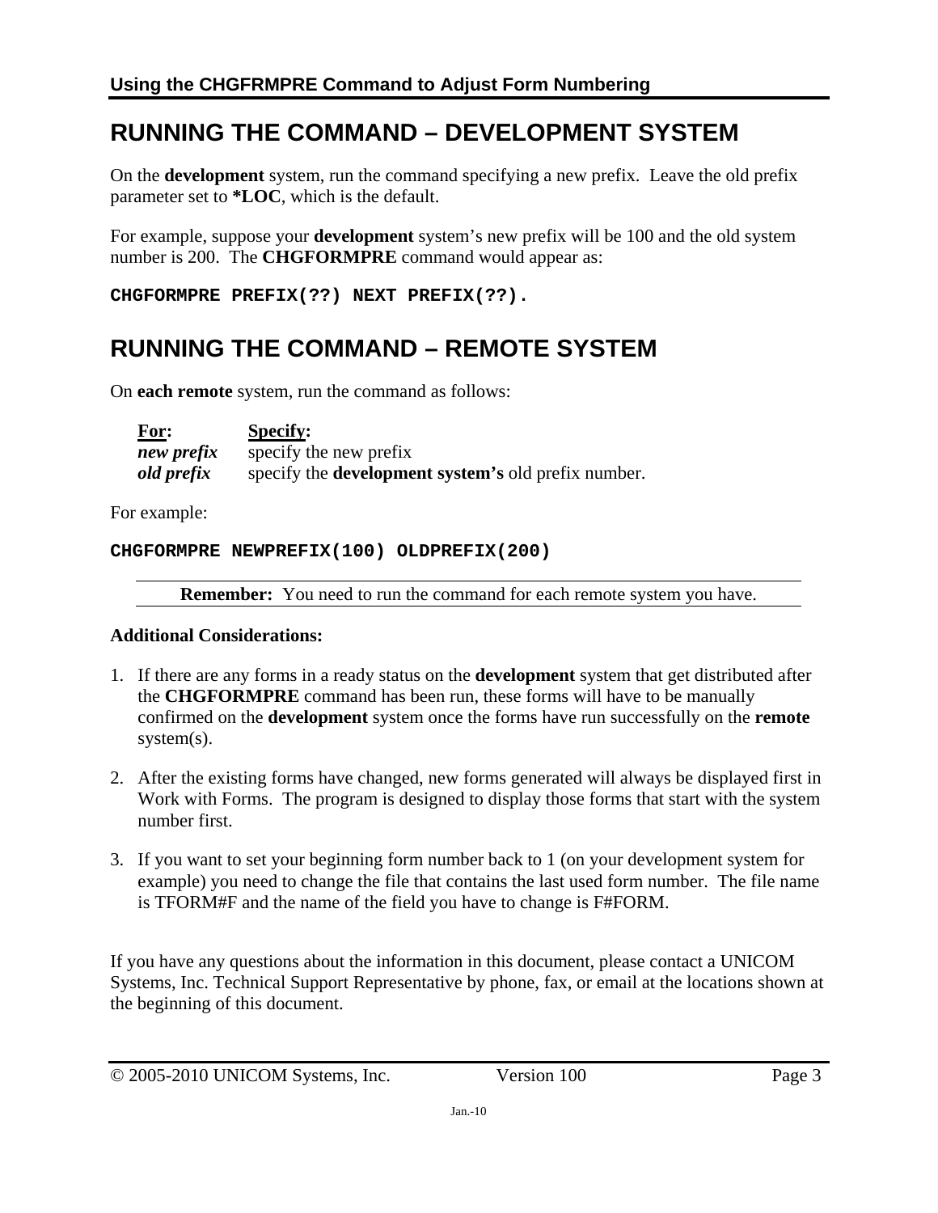# RUNNING THE COMMAND – DEVELOPMENT SYSTEM

On the **development** system, run the command specifying a new prefix. Leave the old prefix parameter set to ***LOC**, which is the default.

For example, suppose your **development** system's new prefix will be 100 and the old system number is 200. The **CHGFORMPRE** command would appear as:

```
CHGFORMPRE PREFIX(??) NEXT PREFIX(??).
```

# RUNNING THE COMMAND – REMOTE SYSTEM

On **each remote** system, run the command as follows:

| For: | Specify: |
|---|---|
| ***new prefix*** | specify the new prefix |
| ***old prefix*** | specify the **development system's** old prefix number. |

For example:

```
CHGFORMPRE NEWPREFIX(100) OLDPREFIX(200)
```

**Remember:** You need to run the command for each remote system you have.

**Additional Considerations:**

1. If there are any forms in a ready status on the **development** system that get distributed after the **CHGFORMPRE** command has been run, these forms will have to be manually confirmed on the **development** system once the forms have run successfully on the **remote** system(s).
2. After the existing forms have changed, new forms generated will always be displayed first in Work with Forms. The program is designed to display those forms that start with the system number first.
3. If you want to set your beginning form number back to 1 (on your development system for example) you need to change the file that contains the last used form number. The file name is TFORM#F and the name of the field you have to change is F#FORM.

If you have any questions about the information in this document, please contact a UNICOM Systems, Inc. Technical Support Representative by phone, fax, or email at the locations shown at the beginning of this document.